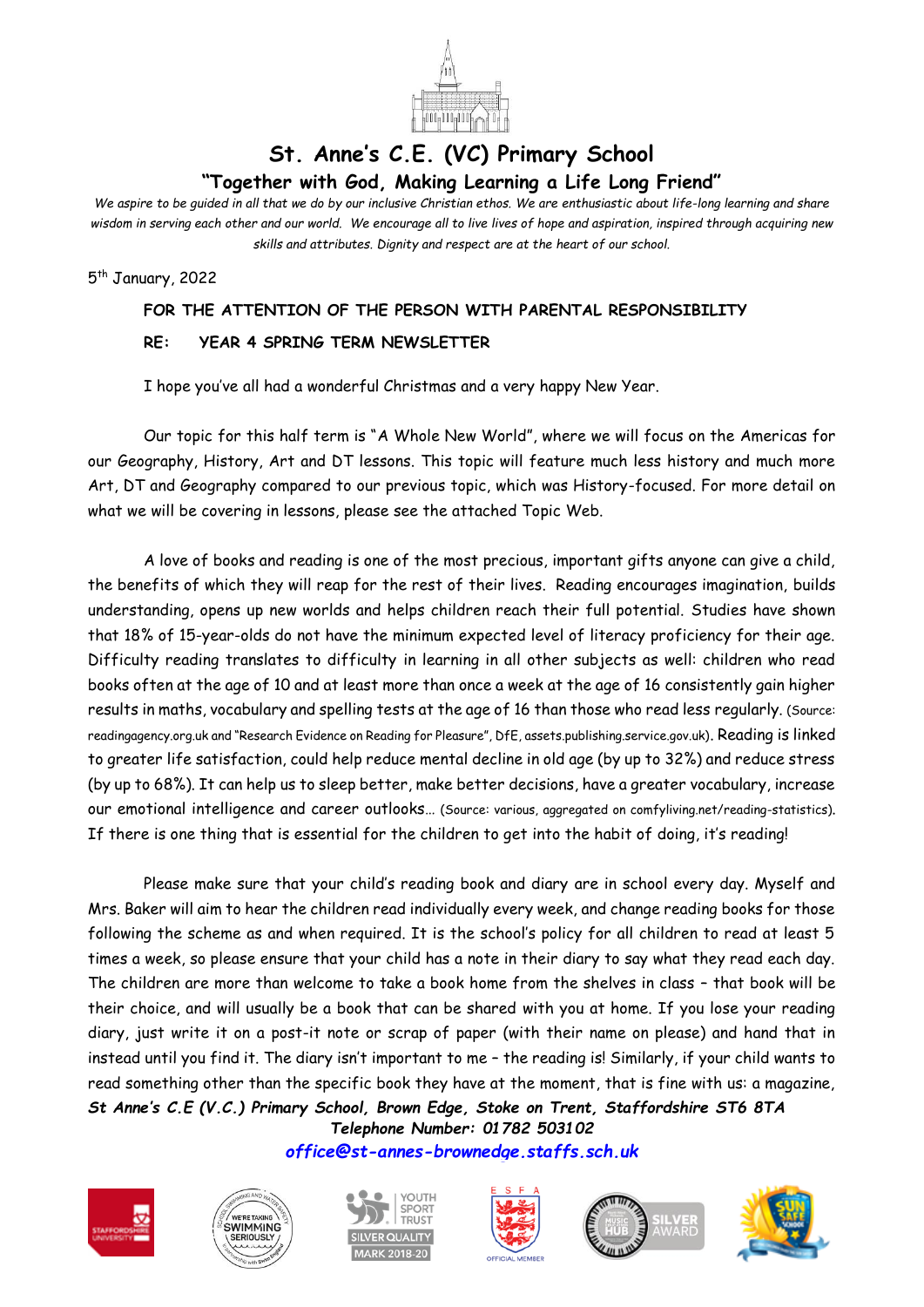# St. Anne's C.E. (VC) Primary School

## "Together with God, Making Learning a Life Long Friend"

*We aspire to be guided in all that we do by our inclusive Christian ethos. We are enthusiastic about life-long learning and share wisdom in serving each other and our world. We encourage all to live lives of hope and aspiration, inspired through acquiring new skills and attributes. Dignity and respect are at the heart of our school.*

5th January, 2022

**FOR THE ATTENTION OF THE PERSON WITH PARENTAL RESPONSIBILITY**

**RE: YEAR 4 SPRING TERM NEWSLETTER**

I hope you've all had a wonderful Christmas and a very happy New Year.

Our topic for this half term is "A Whole New World", where we will focus on the Americas for our Geography, History, Art and DT lessons. This topic will feature much less history and much more Art, DT and Geography compared to our previous topic, which was History-focused. For more detail on what we will be covering in lessons, please see the attached Topic Web.

A love of books and reading is one of the most precious, important gifts anyone can give a child, the benefits of which they will reap for the rest of their lives. Reading encourages imagination, builds understanding, opens up new worlds and helps children reach their full potential. Studies have shown that 18% of 15-year-olds do not have the minimum expected level of literacy proficiency for their age. Difficulty reading translates to difficulty in learning in all other subjects as well: children who read books often at the age of 10 and at least more than once a week at the age of 16 consistently gain higher results in maths, vocabulary and spelling tests at the age of 16 than those who read less regularly. (Source: readingagency.org.uk and "Research Evidence on Reading for Pleasure", DfE, assets.publishing.service.gov.uk). Reading is linked to greater life satisfaction, could help reduce mental decline in old age (by up to 32%) and reduce stress (by up to 68%). It can help us to sleep better, make better decisions, have a greater vocabulary, increase our emotional intelligence and career outlooks… (Source: various, aggregated on comfyliving.net/reading-statistics). If there is one thing that is essential for the children to get into the habit of doing, it's reading!

Please make sure that your child's reading book and diary are in school every day. Myself and Mrs. Baker will aim to hear the children read individually every week, and change reading books for those following the scheme as and when required. It is the school's policy for all children to read at least 5 times a week, so please ensure that your child has a note in their diary to say what they read each day. The children are more than welcome to take a book home from the shelves in class – that book will be their choice, and will usually be a book that can be shared with you at home. If you lose your reading diary, just write it on a post-it note or scrap of paper (with their name on please) and hand that in instead until you find it. The diary isn't important to me – the reading is! Similarly, if your child wants to read something other than the specific book they have at the moment, that is fine with us: a magazine,

***St Anne's C.E (V.C.) Primary School, Brown Edge, Stoke on Trent, Staffordshire ST6 8TA***
***Telephone Number: 01782 503102***
***office@st-annes-brownedge.staffs.sch.uk***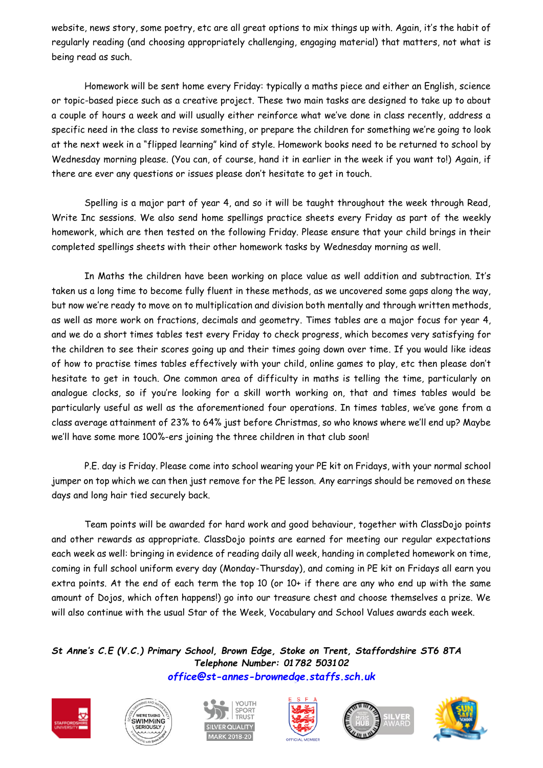website, news story, some poetry, etc are all great options to mix things up with. Again, it's the habit of regularly reading (and choosing appropriately challenging, engaging material) that matters, not what is being read as such.

Homework will be sent home every Friday: typically a maths piece and either an English, science or topic-based piece such as a creative project. These two main tasks are designed to take up to about a couple of hours a week and will usually either reinforce what we've done in class recently, address a specific need in the class to revise something, or prepare the children for something we're going to look at the next week in a "flipped learning" kind of style. Homework books need to be returned to school by Wednesday morning please. (You can, of course, hand it in earlier in the week if you want to!) Again, if there are ever any questions or issues please don't hesitate to get in touch.

Spelling is a major part of year 4, and so it will be taught throughout the week through Read, Write Inc sessions. We also send home spellings practice sheets every Friday as part of the weekly homework, which are then tested on the following Friday. Please ensure that your child brings in their completed spellings sheets with their other homework tasks by Wednesday morning as well.

In Maths the children have been working on place value as well addition and subtraction. It's taken us a long time to become fully fluent in these methods, as we uncovered some gaps along the way, but now we're ready to move on to multiplication and division both mentally and through written methods, as well as more work on fractions, decimals and geometry. Times tables are a major focus for year 4, and we do a short times tables test every Friday to check progress, which becomes very satisfying for the children to see their scores going up and their times going down over time. If you would like ideas of how to practise times tables effectively with your child, online games to play, etc then please don't hesitate to get in touch. One common area of difficulty in maths is telling the time, particularly on analogue clocks, so if you're looking for a skill worth working on, that and times tables would be particularly useful as well as the aforementioned four operations. In times tables, we've gone from a class average attainment of 23% to 64% just before Christmas, so who knows where we'll end up? Maybe we'll have some more 100%-ers joining the three children in that club soon!

P.E. day is Friday. Please come into school wearing your PE kit on Fridays, with your normal school jumper on top which we can then just remove for the PE lesson. Any earrings should be removed on these days and long hair tied securely back.

Team points will be awarded for hard work and good behaviour, together with ClassDojo points and other rewards as appropriate. ClassDojo points are earned for meeting our regular expectations each week as well: bringing in evidence of reading daily all week, handing in completed homework on time, coming in full school uniform every day (Monday-Thursday), and coming in PE kit on Fridays all earn you extra points. At the end of each term the top 10 (or 10+ if there are any who end up with the same amount of Dojos, which often happens!) go into our treasure chest and choose themselves a prize. We will also continue with the usual Star of the Week, Vocabulary and School Values awards each week.

***St Anne's C.E (V.C.) Primary School, Brown Edge, Stoke on Trent, Staffordshire ST6 8TA***
***Telephone Number: 01782 503102***
***office@st-annes-brownedge.staffs.sch.uk***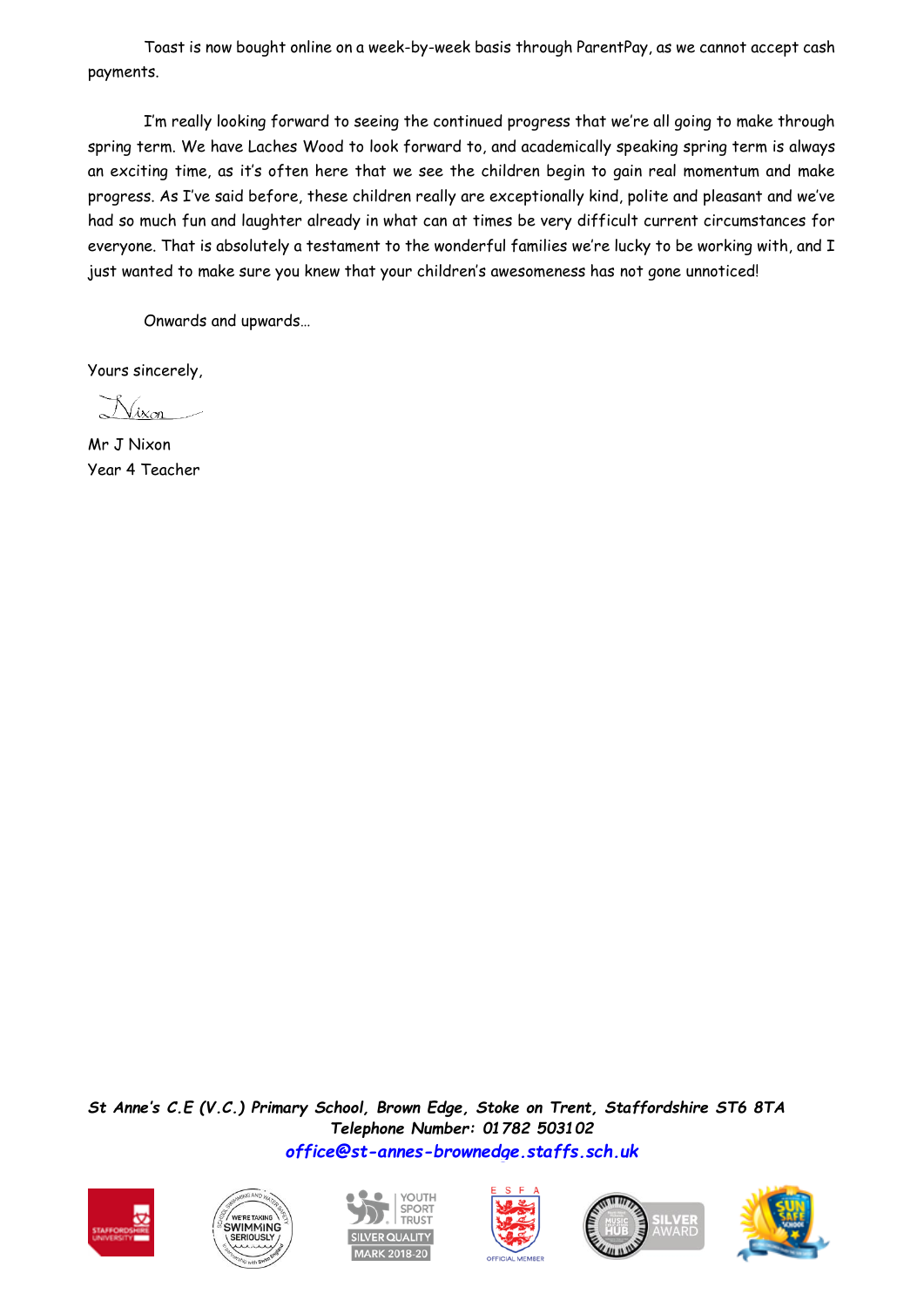Toast is now bought online on a week-by-week basis through ParentPay, as we cannot accept cash payments.

I'm really looking forward to seeing the continued progress that we're all going to make through spring term. We have Laches Wood to look forward to, and academically speaking spring term is always an exciting time, as it's often here that we see the children begin to gain real momentum and make progress. As I've said before, these children really are exceptionally kind, polite and pleasant and we've had so much fun and laughter already in what can at times be very difficult current circumstances for everyone. That is absolutely a testament to the wonderful families we're lucky to be working with, and I just wanted to make sure you knew that your children's awesomeness has not gone unnoticed!

Onwards and upwards…

Yours sincerely,

Nixon

Mr J Nixon
Year 4 Teacher

***St Anne's C.E (V.C.) Primary School, Brown Edge, Stoke on Trent, Staffordshire ST6 8TA***
***Telephone Number: 01782 503102***
***office@st-annes-brownedge.staffs.sch.uk***